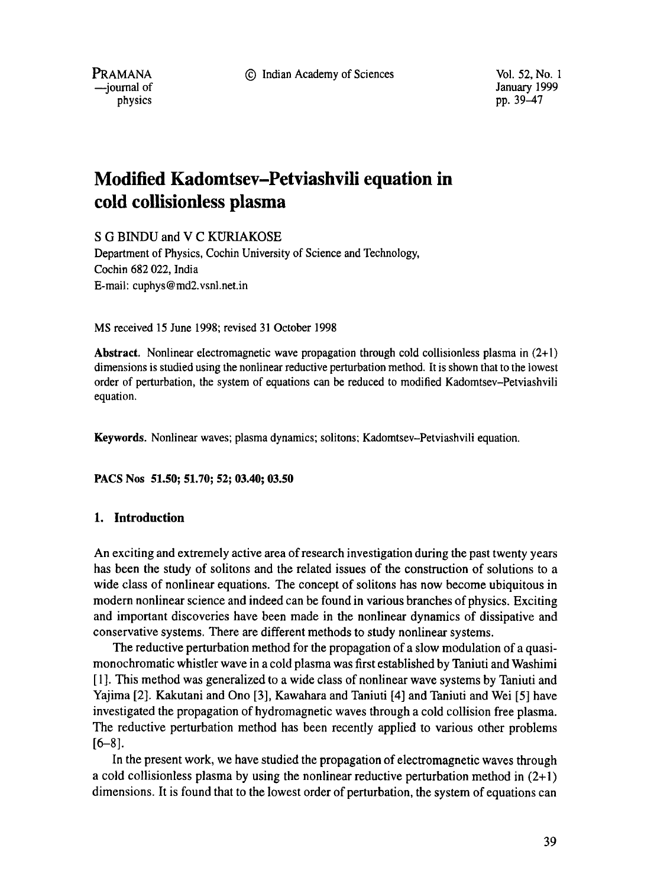# Modified Kadomtsev–Petviashvili equation in cold collisionless plasma

S G BINDU and V C KURIAKOSE

Department of Physics, Cochin University of Science and Technology, Cochin 682 022, India

E-mail: cuphys@md2.vsnl.net.in

MS received 15 June 1998; revised 31 October 1998

**Abstract.** Nonlinear electromagnetic wave propagation through cold collisionless plasma in (2+1) dimensions is studied using the nonlinear reductive perturbation method. It is shown that to the lowest order of perturbation, the system of equations can be reduced to modified Kadomtsev–Petviashvili equation.

**Keywords.** Nonlinear waves; plasma dynamics; solitons; Kadomtsev–Petviashvili equation.

**PACS Nos 51.50; 51.70; 52; 03.40; 03.50**

## 1. Introduction

An exciting and extremely active area of research investigation during the past twenty years has been the study of solitons and the related issues of the construction of solutions to a wide class of nonlinear equations. The concept of solitons has now become ubiquitous in modern nonlinear science and indeed can be found in various branches of physics. Exciting and important discoveries have been made in the nonlinear dynamics of dissipative and conservative systems. There are different methods to study nonlinear systems.

The reductive perturbation method for the propagation of a slow modulation of a quasi-monochromatic whistler wave in a cold plasma was first established by Taniuti and Washimi [1]. This method was generalized to a wide class of nonlinear wave systems by Taniuti and Yajima [2]. Kakutani and Ono [3], Kawahara and Taniuti [4] and Taniuti and Wei [5] have investigated the propagation of hydromagnetic waves through a cold collision free plasma. The reductive perturbation method has been recently applied to various other problems [6–8].

In the present work, we have studied the propagation of electromagnetic waves through a cold collisionless plasma by using the nonlinear reductive perturbation method in (2+1) dimensions. It is found that to the lowest order of perturbation, the system of equations can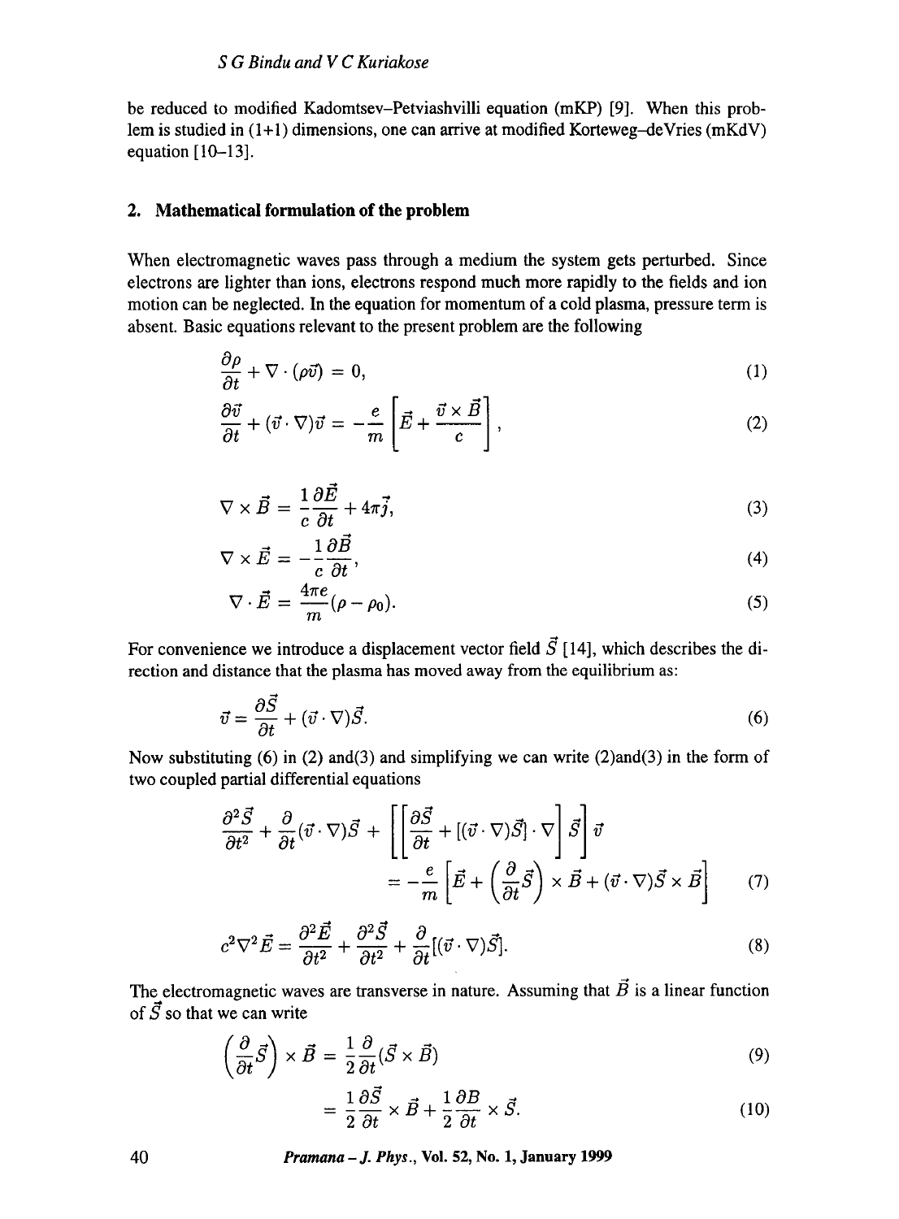be reduced to modified Kadomtsev–Petviashvilli equation (mKP) [9]. When this problem is studied in (1+1) dimensions, one can arrive at modified Korteweg–deVries (mKdV) equation [10–13].

## 2. Mathematical formulation of the problem

When electromagnetic waves pass through a medium the system gets perturbed. Since electrons are lighter than ions, electrons respond much more rapidly to the fields and ion motion can be neglected. In the equation for momentum of a cold plasma, pressure term is absent. Basic equations relevant to the present problem are the following

$$\frac{\partial \rho}{\partial t} + \nabla \cdot (\rho \vec{v}) = 0, \tag{1}$$

$$\frac{\partial \vec{v}}{\partial t} + (\vec{v} \cdot \nabla)\vec{v} = -\frac{e}{m}\left[\vec{E} + \frac{\vec{v} \times \vec{B}}{c}\right], \tag{2}$$

$$\nabla \times \vec{B} = \frac{1}{c}\frac{\partial \vec{E}}{\partial t} + 4\pi \vec{j}, \tag{3}$$

$$\nabla \times \vec{E} = -\frac{1}{c}\frac{\partial \vec{B}}{\partial t}, \tag{4}$$

$$\nabla \cdot \vec{E} = \frac{4\pi e}{m}(\rho - \rho_0). \tag{5}$$

For convenience we introduce a displacement vector field $\vec{S}$ [14], which describes the direction and distance that the plasma has moved away from the equilibrium as:

$$\vec{v} = \frac{\partial \vec{S}}{\partial t} + (\vec{v} \cdot \nabla)\vec{S}. \tag{6}$$

Now substituting (6) in (2) and(3) and simplifying we can write (2)and(3) in the form of two coupled partial differential equations

$$\frac{\partial^2 \vec{S}}{\partial t^2} + \frac{\partial}{\partial t}(\vec{v} \cdot \nabla)\vec{S} + \left[\left[\frac{\partial \vec{S}}{\partial t} + [(\vec{v} \cdot \nabla)\vec{S}] \cdot \nabla\right] \vec{S}\right] \vec{v} = -\frac{e}{m}\left[\vec{E} + \left(\frac{\partial}{\partial t}\vec{S}\right) \times \vec{B} + (\vec{v} \cdot \nabla)\vec{S} \times \vec{B}\right] \tag{7}$$

$$c^2 \nabla^2 \vec{E} = \frac{\partial^2 \vec{E}}{\partial t^2} + \frac{\partial^2 \vec{S}}{\partial t^2} + \frac{\partial}{\partial t}[(\vec{v} \cdot \nabla)\vec{S}]. \tag{8}$$

The electromagnetic waves are transverse in nature. Assuming that $\vec{B}$ is a linear function of $\vec{S}$ so that we can write

$$\left(\frac{\partial}{\partial t}\vec{S}\right) \times \vec{B} = \frac{1}{2}\frac{\partial}{\partial t}(\vec{S} \times \vec{B}) \tag{9}$$

$$= \frac{1}{2}\frac{\partial \vec{S}}{\partial t} \times \vec{B} + \frac{1}{2}\frac{\partial B}{\partial t} \times \vec{S}. \tag{10}$$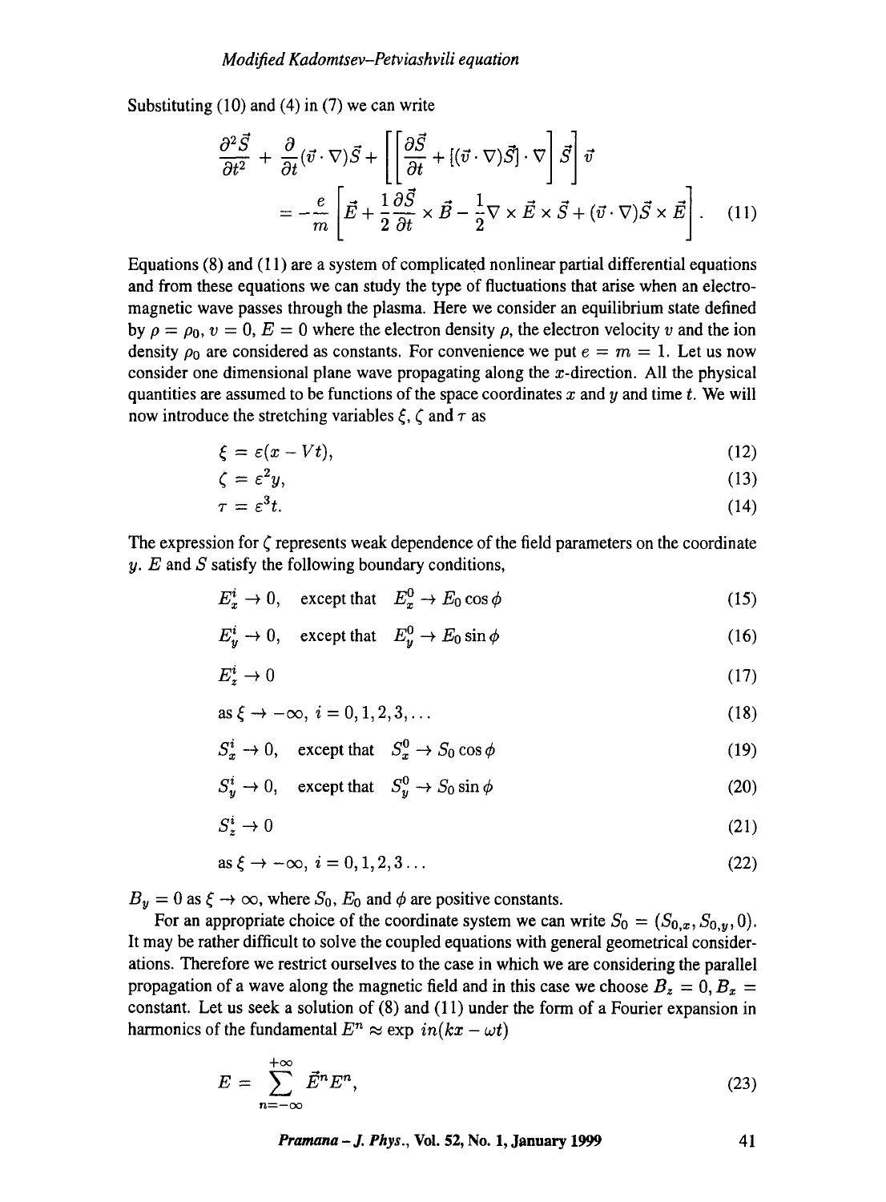Substituting (10) and (4) in (7) we can write

$$\frac{\partial^2 \vec{S}}{\partial t^2} + \frac{\partial}{\partial t}(\vec{v}\cdot\nabla)\vec{S} + \left[\left[\frac{\partial \vec{S}}{\partial t} + [(\vec{v}\cdot\nabla)\vec{S}]\cdot\nabla\right]\vec{S}\right]\vec{v}$$
$$= -\frac{e}{m}\left[\vec{E} + \frac{1}{2}\frac{\partial \vec{S}}{\partial t}\times\vec{B} - \frac{1}{2}\nabla\times\vec{E}\times\vec{S} + (\vec{v}\cdot\nabla)\vec{S}\times\vec{E}\right]. \quad (11)$$

Equations (8) and (11) are a system of complicated nonlinear partial differential equations and from these equations we can study the type of fluctuations that arise when an electromagnetic wave passes through the plasma. Here we consider an equilibrium state defined by $\rho = \rho_0$, $v = 0$, $E = 0$ where the electron density $\rho$, the electron velocity $v$ and the ion density $\rho_0$ are considered as constants. For convenience we put $e = m = 1$. Let us now consider one dimensional plane wave propagating along the $x$-direction. All the physical quantities are assumed to be functions of the space coordinates $x$ and $y$ and time $t$. We will now introduce the stretching variables $\xi$, $\zeta$ and $\tau$ as

$$\xi = \varepsilon(x - Vt), \quad (12)$$

$$\zeta = \varepsilon^2 y, \quad (13)$$

$$\tau = \varepsilon^3 t. \quad (14)$$

The expression for $\zeta$ represents weak dependence of the field parameters on the coordinate $y$. $E$ and $S$ satisfy the following boundary conditions,

$$E_x^i \to 0, \quad \text{except that} \quad E_x^0 \to E_0\cos\phi \quad (15)$$

$$E_y^i \to 0, \quad \text{except that} \quad E_y^0 \to E_0\sin\phi \quad (16)$$

$$E_z^i \to 0 \quad (17)$$

$$\text{as } \xi \to -\infty,\ i = 0, 1, 2, 3, \ldots \quad (18)$$

$$S_x^i \to 0, \quad \text{except that} \quad S_x^0 \to S_0\cos\phi \quad (19)$$

$$S_y^i \to 0, \quad \text{except that} \quad S_y^0 \to S_0\sin\phi \quad (20)$$

$$S_z^i \to 0 \quad (21)$$

$$\text{as } \xi \to -\infty,\ i = 0, 1, 2, 3 \ldots \quad (22)$$

$B_y = 0$ as $\xi \to \infty$, where $S_0$, $E_0$ and $\phi$ are positive constants.

For an appropriate choice of the coordinate system we can write $S_0 = (S_{0,x}, S_{0,y}, 0)$. It may be rather difficult to solve the coupled equations with general geometrical considerations. Therefore we restrict ourselves to the case in which we are considering the parallel propagation of a wave along the magnetic field and in this case we choose $B_z = 0$, $B_x =$ constant. Let us seek a solution of (8) and (11) under the form of a Fourier expansion in harmonics of the fundamental $E^n \approx \exp\, in(kx - \omega t)$

$$E = \sum_{n=-\infty}^{+\infty} \vec{E}^n E^n, \quad (23)$$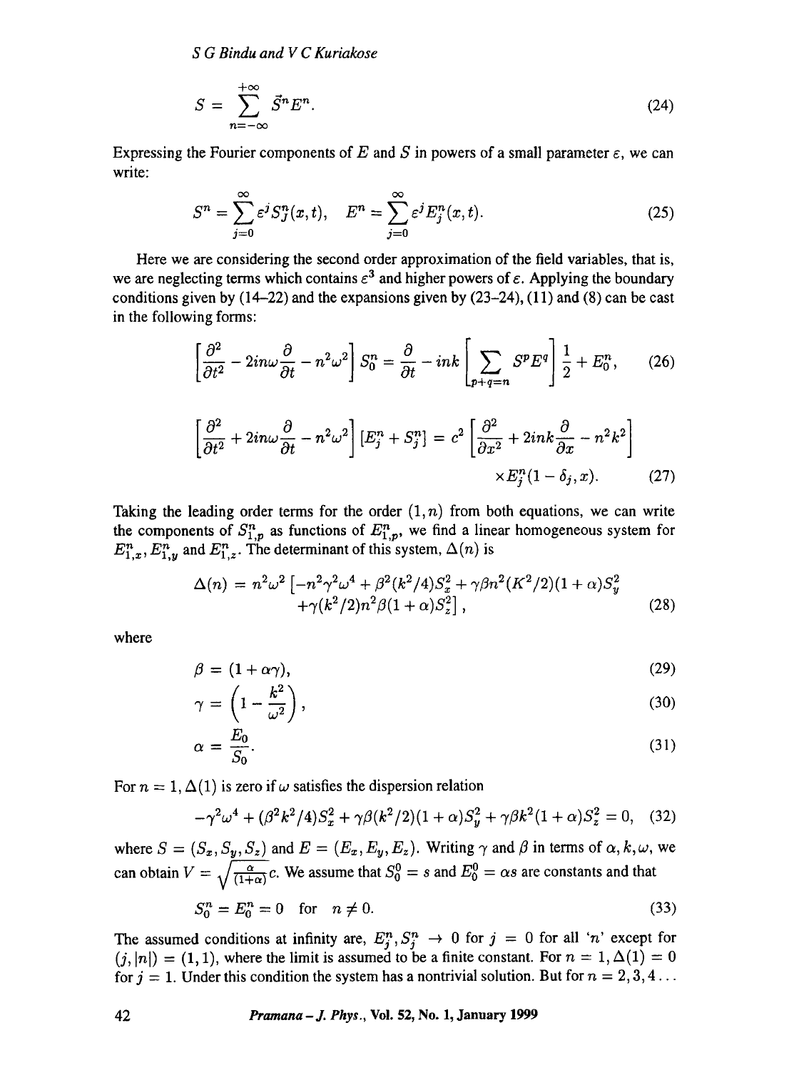$$S = \sum_{n=-\infty}^{+\infty} \vec{S}^n E^n. \tag{24}$$

Expressing the Fourier components of $E$ and $S$ in powers of a small parameter $\varepsilon$, we can write:

$$S^n = \sum_{j=0}^{\infty} \varepsilon^j S_j^n(x,t), \quad E^n = \sum_{j=0}^{\infty} \varepsilon^j E_j^n(x,t). \tag{25}$$

Here we are considering the second order approximation of the field variables, that is, we are neglecting terms which contains $\varepsilon^3$ and higher powers of $\varepsilon$. Applying the boundary conditions given by (14–22) and the expansions given by (23–24), (11) and (8) can be cast in the following forms:

$$\left[\frac{\partial^2}{\partial t^2} - 2in\omega\frac{\partial}{\partial t} - n^2\omega^2\right] S_0^n = \frac{\partial}{\partial t} - ink\left[\sum_{p+q=n} S^p E^q\right]\frac{1}{2} + E_0^n, \tag{26}$$

$$\left[\frac{\partial^2}{\partial t^2} + 2in\omega\frac{\partial}{\partial t} - n^2\omega^2\right][E_j^n + S_j^n] = c^2\left[\frac{\partial^2}{\partial x^2} + 2ink\frac{\partial}{\partial x} - n^2k^2\right] \times E_j^n(1-\delta_j, x). \tag{27}$$

Taking the leading order terms for the order $(1,n)$ from both equations, we can write the components of $S_{1,p}^n$ as functions of $E_{1,p}^n$, we find a linear homogeneous system for $E_{1,x}^n, E_{1,y}^n$ and $E_{1,z}^n$. The determinant of this system, $\Delta(n)$ is

$$\Delta(n) = n^2\omega^2\left[-n^2\gamma^2\omega^4 + \beta^2(k^2/4)S_x^2 + \gamma\beta n^2(K^2/2)(1+\alpha)S_y^2 + \gamma(k^2/2)n^2\beta(1+\alpha)S_z^2\right], \tag{28}$$

where

$$\beta = (1+\alpha\gamma), \tag{29}$$

$$\gamma = \left(1 - \frac{k^2}{\omega^2}\right), \tag{30}$$

$$\alpha = \frac{E_0}{S_0}. \tag{31}$$

For $n=1$, $\Delta(1)$ is zero if $\omega$ satisfies the dispersion relation

$$-\gamma^2\omega^4 + (\beta^2k^2/4)S_x^2 + \gamma\beta(k^2/2)(1+\alpha)S_y^2 + \gamma\beta k^2(1+\alpha)S_z^2 = 0, \tag{32}$$

where $S = (S_x, S_y, S_z)$ and $E = (E_x, E_y, E_z)$. Writing $\gamma$ and $\beta$ in terms of $\alpha, k, \omega$, we can obtain $V = \sqrt{\frac{\alpha}{(1+\alpha)}}c$. We assume that $S_0^0 = s$ and $E_0^0 = \alpha s$ are constants and that

$$S_0^n = E_0^n = 0 \quad \text{for} \quad n \neq 0. \tag{33}$$

The assumed conditions at infinity are, $E_j^n, S_j^n \to 0$ for $j=0$ for all '$n$' except for $(j,|n|) = (1,1)$, where the limit is assumed to be a finite constant. For $n=1, \Delta(1) = 0$ for $j=1$. Under this condition the system has a nontrivial solution. But for $n = 2,3,4\ldots$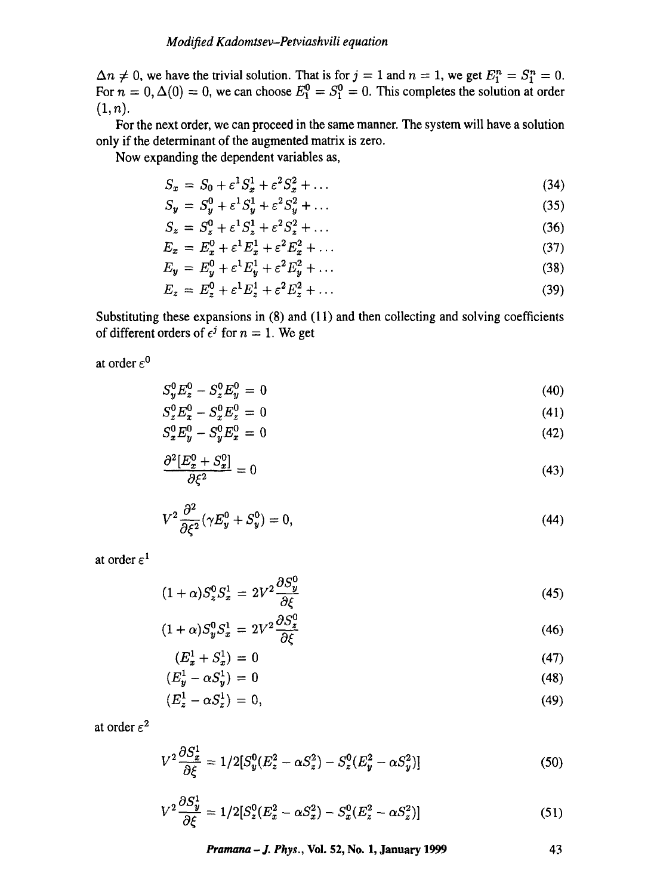$\Delta n \neq 0$, we have the trivial solution. That is for $j = 1$ and $n = 1$, we get $E_1^n = S_1^n = 0$. For $n = 0, \Delta(0) = 0$, we can choose $E_1^0 = S_1^0 = 0$. This completes the solution at order $(1, n)$.

For the next order, we can proceed in the same manner. The system will have a solution only if the determinant of the augmented matrix is zero.

Now expanding the dependent variables as,

$$S_x = S_0 + \varepsilon^1 S_x^1 + \varepsilon^2 S_x^2 + \ldots \tag{34}$$

$$S_y = S_y^0 + \varepsilon^1 S_y^1 + \varepsilon^2 S_y^2 + \ldots \tag{35}$$

$$S_z = S_z^0 + \varepsilon^1 S_z^1 + \varepsilon^2 S_z^2 + \ldots \tag{36}$$

$$E_x = E_x^0 + \varepsilon^1 E_x^1 + \varepsilon^2 E_x^2 + \ldots \tag{37}$$

$$E_y = E_y^0 + \varepsilon^1 E_y^1 + \varepsilon^2 E_y^2 + \ldots \tag{38}$$

$$E_z = E_z^0 + \varepsilon^1 E_z^1 + \varepsilon^2 E_z^2 + \ldots \tag{39}$$

Substituting these expansions in (8) and (11) and then collecting and solving coefficients of different orders of $\varepsilon^j$ for $n = 1$. We get

at order $\varepsilon^0$

$$S_y^0 E_z^0 - S_z^0 E_y^0 = 0 \tag{40}$$

$$S_z^0 E_x^0 - S_x^0 E_z^0 = 0 \tag{41}$$

$$S_x^0 E_y^0 - S_y^0 E_x^0 = 0 \tag{42}$$

$$\frac{\partial^2 [E_x^0 + S_x^0]}{\partial \xi^2} = 0 \tag{43}$$

$$V^2 \frac{\partial^2}{\partial \xi^2} (\gamma E_y^0 + S_y^0) = 0, \tag{44}$$

at order $\varepsilon^1$

$$(1 + \alpha) S_z^0 S_x^1 = 2V^2 \frac{\partial S_y^0}{\partial \xi} \tag{45}$$

$$(1 + \alpha) S_y^0 S_x^1 = 2V^2 \frac{\partial S_z^0}{\partial \xi} \tag{46}$$

$$(E_x^1 + S_x^1) = 0 \tag{47}$$

$$(E_y^1 - \alpha S_y^1) = 0 \tag{48}$$

$$(E_z^1 - \alpha S_z^1) = 0, \tag{49}$$

at order $\varepsilon^2$

$$V^2 \frac{\partial S_x^1}{\partial \xi} = 1/2[S_y^0(E_z^2 - \alpha S_z^2) - S_z^0(E_y^2 - \alpha S_y^2)] \tag{50}$$

$$V^2 \frac{\partial S_y^1}{\partial \xi} = 1/2[S_z^0(E_x^2 - \alpha S_x^2) - S_x^0(E_z^2 - \alpha S_z^2)] \tag{51}$$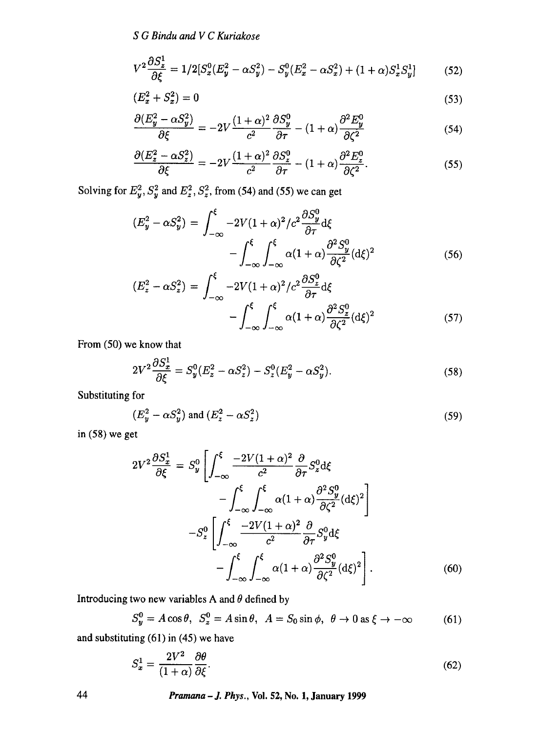$$V^2 \frac{\partial S_z^1}{\partial \xi} = 1/2[S_x^0(E_y^2 - \alpha S_y^2) - S_y^0(E_x^2 - \alpha S_x^2) + (1+\alpha)S_x^1 S_y^1] \tag{52}$$

$$(E_x^2 + S_x^2) = 0 \tag{53}$$

$$\frac{\partial(E_y^2 - \alpha S_y^2)}{\partial \xi} = -2V\frac{(1+\alpha)^2}{c^2}\frac{\partial S_y^0}{\partial \tau} - (1+\alpha)\frac{\partial^2 E_y^0}{\partial \zeta^2} \tag{54}$$

$$\frac{\partial(E_z^2 - \alpha S_z^2)}{\partial \xi} = -2V\frac{(1+\alpha)^2}{c^2}\frac{\partial S_z^0}{\partial \tau} - (1+\alpha)\frac{\partial^2 E_z^0}{\partial \zeta^2}. \tag{55}$$

Solving for $E_y^2, S_y^2$ and $E_z^2, S_z^2$, from (54) and (55) we can get

$$(E_y^2 - \alpha S_y^2) = \int_{-\infty}^{\xi} -2V(1+\alpha)^2/c^2 \frac{\partial S_y^0}{\partial \tau}\mathrm{d}\xi - \int_{-\infty}^{\xi}\int_{-\infty}^{\xi} \alpha(1+\alpha)\frac{\partial^2 S_y^0}{\partial \zeta^2}(\mathrm{d}\xi)^2 \tag{56}$$

$$(E_z^2 - \alpha S_z^2) = \int_{-\infty}^{\xi} -2V(1+\alpha)^2/c^2 \frac{\partial S_z^0}{\partial \tau}\mathrm{d}\xi - \int_{-\infty}^{\xi}\int_{-\infty}^{\xi} \alpha(1+\alpha)\frac{\partial^2 S_z^0}{\partial \zeta^2}(\mathrm{d}\xi)^2 \tag{57}$$

From (50) we know that

$$2V^2 \frac{\partial S_x^1}{\partial \xi} = S_y^0(E_z^2 - \alpha S_z^2) - S_z^0(E_y^2 - \alpha S_y^2). \tag{58}$$

Substituting for

$$(E_y^2 - \alpha S_y^2) \text{ and } (E_z^2 - \alpha S_z^2) \tag{59}$$

in (58) we get

$$\begin{aligned}2V^2 \frac{\partial S_x^1}{\partial \xi} = {} & S_y^0\left[\int_{-\infty}^{\xi} \frac{-2V(1+\alpha)^2}{c^2}\frac{\partial}{\partial \tau}S_z^0 \mathrm{d}\xi - \int_{-\infty}^{\xi}\int_{-\infty}^{\xi} \alpha(1+\alpha)\frac{\partial^2 S_y^0}{\partial \zeta^2}(\mathrm{d}\xi)^2\right] \\ & - S_z^0\left[\int_{-\infty}^{\xi} \frac{-2V(1+\alpha)^2}{c^2}\frac{\partial}{\partial \tau}S_y^0 \mathrm{d}\xi - \int_{-\infty}^{\xi}\int_{-\infty}^{\xi} \alpha(1+\alpha)\frac{\partial^2 S_y^0}{\partial \zeta^2}(\mathrm{d}\xi)^2\right].\end{aligned} \tag{60}$$

Introducing two new variables A and $\theta$ defined by

$$S_y^0 = A\cos\theta, \quad S_z^0 = A\sin\theta, \quad A = S_0 \sin\phi, \quad \theta \to 0 \text{ as } \xi \to -\infty \tag{61}$$

and substituting (61) in (45) we have

$$S_x^1 = \frac{2V^2}{(1+\alpha)}\frac{\partial \theta}{\partial \xi}. \tag{62}$$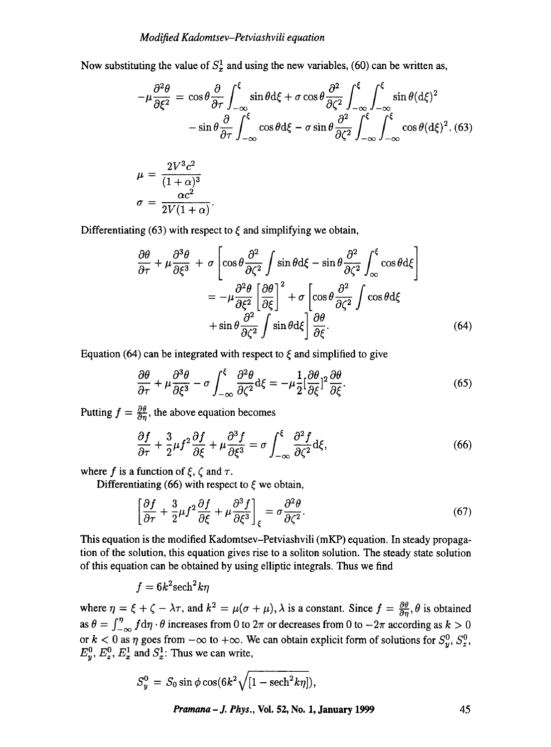Now substituting the value of $S_x^1$ and using the new variables, (60) can be written as,

$$
\begin{aligned}
-\mu\frac{\partial^2\theta}{\partial\xi^2} &= \cos\theta\frac{\partial}{\partial\tau}\int_{-\infty}^{\xi}\sin\theta \mathrm{d}\xi + \sigma\cos\theta\frac{\partial^2}{\partial\zeta^2}\int_{-\infty}^{\xi}\int_{-\infty}^{\xi}\sin\theta(\mathrm{d}\xi)^2 \\
&\quad - \sin\theta\frac{\partial}{\partial\tau}\int_{-\infty}^{\xi}\cos\theta \mathrm{d}\xi - \sigma\sin\theta\frac{\partial^2}{\partial\zeta^2}\int_{-\infty}^{\xi}\int_{-\infty}^{\xi}\cos\theta(\mathrm{d}\xi)^2. \quad (63)
\end{aligned}
$$

$$
\mu = \frac{2V^3c^2}{(1+\alpha)^3}
$$

$$
\sigma = \frac{\alpha c^2}{2V(1+\alpha)}.
$$

Differentiating (63) with respect to $\xi$ and simplifying we obtain,

$$
\begin{aligned}
&\frac{\partial\theta}{\partial\tau} + \mu\frac{\partial^3\theta}{\partial\xi^3} + \sigma\left[\cos\theta\frac{\partial^2}{\partial\zeta^2}\int\sin\theta \mathrm{d}\xi - \sin\theta\frac{\partial^2}{\partial\zeta^2}\int_{\infty}^{\xi}\cos\theta \mathrm{d}\xi\right] \\
&\quad = -\mu\frac{\partial^2\theta}{\partial\xi^2}\left[\frac{\partial\theta}{\partial\xi}\right]^2 + \sigma\left[\cos\theta\frac{\partial^2}{\partial\zeta^2}\int\cos\theta \mathrm{d}\xi\right. \\
&\quad\quad \left. + \sin\theta\frac{\partial^2}{\partial\zeta^2}\int\sin\theta \mathrm{d}\xi\right]\frac{\partial\theta}{\partial\xi}. \quad (64)
\end{aligned}
$$

Equation (64) can be integrated with respect to $\xi$ and simplified to give

$$
\frac{\partial\theta}{\partial\tau} + \mu\frac{\partial^3\theta}{\partial\xi^3} - \sigma\int_{-\infty}^{\xi}\frac{\partial^2\theta}{\partial\zeta^2}\mathrm{d}\xi = -\mu\frac{1}{2}\left[\frac{\partial\theta}{\partial\xi}\right]^2\frac{\partial\theta}{\partial\xi}. \quad (65)
$$

Putting $f = \frac{\partial\theta}{\partial\eta}$, the above equation becomes

$$
\frac{\partial f}{\partial\tau} + \frac{3}{2}\mu f^2\frac{\partial f}{\partial\xi} + \mu\frac{\partial^3 f}{\partial\xi^3} = \sigma\int_{-\infty}^{\xi}\frac{\partial^2 f}{\partial\zeta^2}\mathrm{d}\xi, \quad (66)
$$

where $f$ is a function of $\xi$, $\zeta$ and $\tau$.

Differentiating (66) with respect to $\xi$ we obtain,

$$
\left[\frac{\partial f}{\partial\tau} + \frac{3}{2}\mu f^2\frac{\partial f}{\partial\xi} + \mu\frac{\partial^3 f}{\partial\xi^3}\right]_{\xi} = \sigma\frac{\partial^2\theta}{\partial\zeta^2}. \quad (67)
$$

This equation is the modified Kadomtsev-Petviashvili (mKP) equation. In steady propagation of the solution, this equation gives rise to a soliton solution. The steady state solution of this equation can be obtained by using elliptic integrals. Thus we find

$$
f = 6k^2\mathrm{sech}^2 k\eta
$$

where $\eta = \xi + \zeta - \lambda\tau$, and $k^2 = \mu(\sigma + \mu)$, $\lambda$ is a constant. Since $f = \frac{\partial\theta}{\partial\eta}$, $\theta$ is obtained as $\theta = \int_{-\infty}^{\eta} f\mathrm{d}\eta \cdot \theta$ increases from 0 to $2\pi$ or decreases from 0 to $-2\pi$ according as $k > 0$ or $k < 0$ as $\eta$ goes from $-\infty$ to $+\infty$. We can obtain explicit form of solutions for $S_y^0$, $S_z^0$, $E_y^0$, $E_z^0$, $E_x^1$ and $S_x^1$: Thus we can write,

$$
S_y^0 = S_0\sin\phi\cos(6k^2\sqrt{[1 - \mathrm{sech}^2 k\eta]}),
$$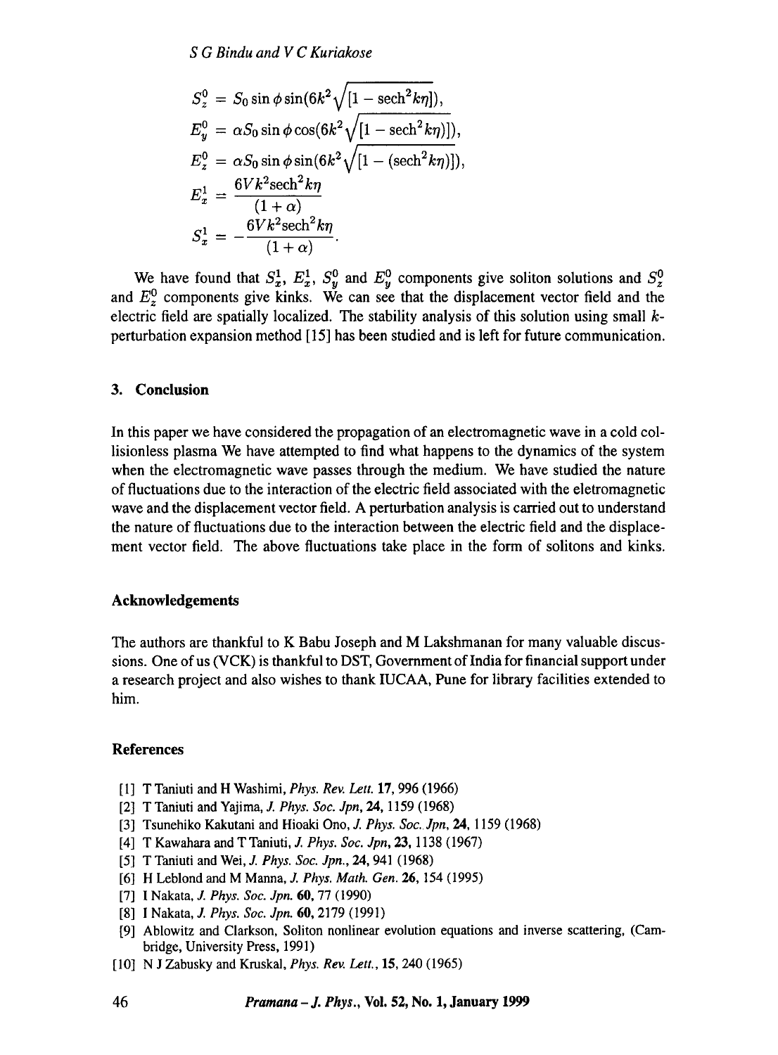$$
\begin{aligned}
S_z^0 &= S_0 \sin\phi \sin(6k^2\sqrt{[1-\operatorname{sech}^2 k\eta]}),\\
E_y^0 &= \alpha S_0 \sin\phi \cos(6k^2\sqrt{[1-\operatorname{sech}^2 k\eta)]}),\\
E_z^0 &= \alpha S_0 \sin\phi \sin(6k^2\sqrt{[1-(\operatorname{sech}^2 k\eta)]}),\\
E_x^1 &= \frac{6Vk^2 \operatorname{sech}^2 k\eta}{(1+\alpha)}\\
S_x^1 &= -\frac{6Vk^2 \operatorname{sech}^2 k\eta}{(1+\alpha)}.
\end{aligned}
$$

We have found that $S_x^1$, $E_x^1$, $S_y^0$ and $E_y^0$ components give soliton solutions and $S_z^0$ and $E_z^0$ components give kinks. We can see that the displacement vector field and the electric field are spatially localized. The stability analysis of this solution using small $k$-perturbation expansion method [15] has been studied and is left for future communication.

## 3. Conclusion

In this paper we have considered the propagation of an electromagnetic wave in a cold collisionless plasma We have attempted to find what happens to the dynamics of the system when the electromagnetic wave passes through the medium. We have studied the nature of fluctuations due to the interaction of the electric field associated with the eletromagnetic wave and the displacement vector field. A perturbation analysis is carried out to understand the nature of fluctuations due to the interaction between the electric field and the displacement vector field. The above fluctuations take place in the form of solitons and kinks.

## Acknowledgements

The authors are thankful to K Babu Joseph and M Lakshmanan for many valuable discussions. One of us (VCK) is thankful to DST, Government of India for financial support under a research project and also wishes to thank IUCAA, Pune for library facilities extended to him.

## References

[1] T Taniuti and H Washimi, *Phys. Rev. Lett.* **17**, 996 (1966)

[2] T Taniuti and Yajima, *J. Phys. Soc. Jpn*, **24**, 1159 (1968)

[3] Tsunehiko Kakutani and Hioaki Ono, *J. Phys. Soc. Jpn*, **24**, 1159 (1968)

[4] T Kawahara and T Taniuti, *J. Phys. Soc. Jpn*, **23**, 1138 (1967)

[5] T Taniuti and Wei, *J. Phys. Soc. Jpn.*, **24**, 941 (1968)

[6] H Leblond and M Manna, *J. Phys. Math. Gen.* **26**, 154 (1995)

[7] I Nakata, *J. Phys. Soc. Jpn.* **60**, 77 (1990)

[8] I Nakata, *J. Phys. Soc. Jpn.* **60**, 2179 (1991)

[9] Ablowitz and Clarkson, Soliton nonlinear evolution equations and inverse scattering, (Cambridge, University Press, 1991)

[10] N J Zabusky and Kruskal, *Phys. Rev. Lett.*, **15**, 240 (1965)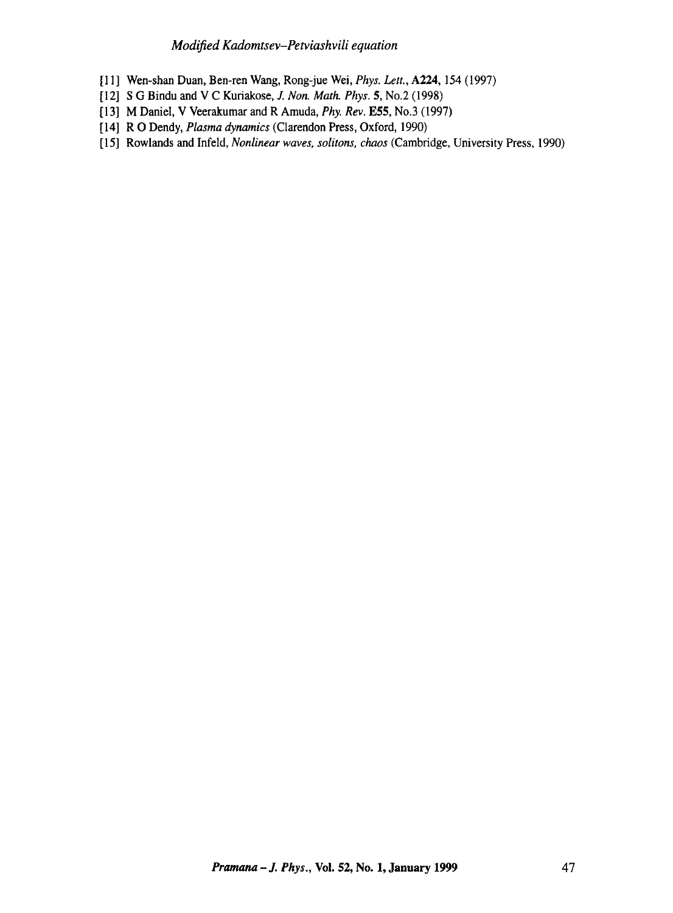[11] Wen-shan Duan, Ben-ren Wang, Rong-jue Wei, *Phys. Lett.*, **A224**, 154 (1997)

[12] S G Bindu and V C Kuriakose, *J. Non. Math. Phys.* **5**, No.2 (1998)

[13] M Daniel, V Veerakumar and R Amuda, *Phy. Rev.* **E55**, No.3 (1997)

[14] R O Dendy, *Plasma dynamics* (Clarendon Press, Oxford, 1990)

[15] Rowlands and Infeld, *Nonlinear waves, solitons, chaos* (Cambridge, University Press, 1990)